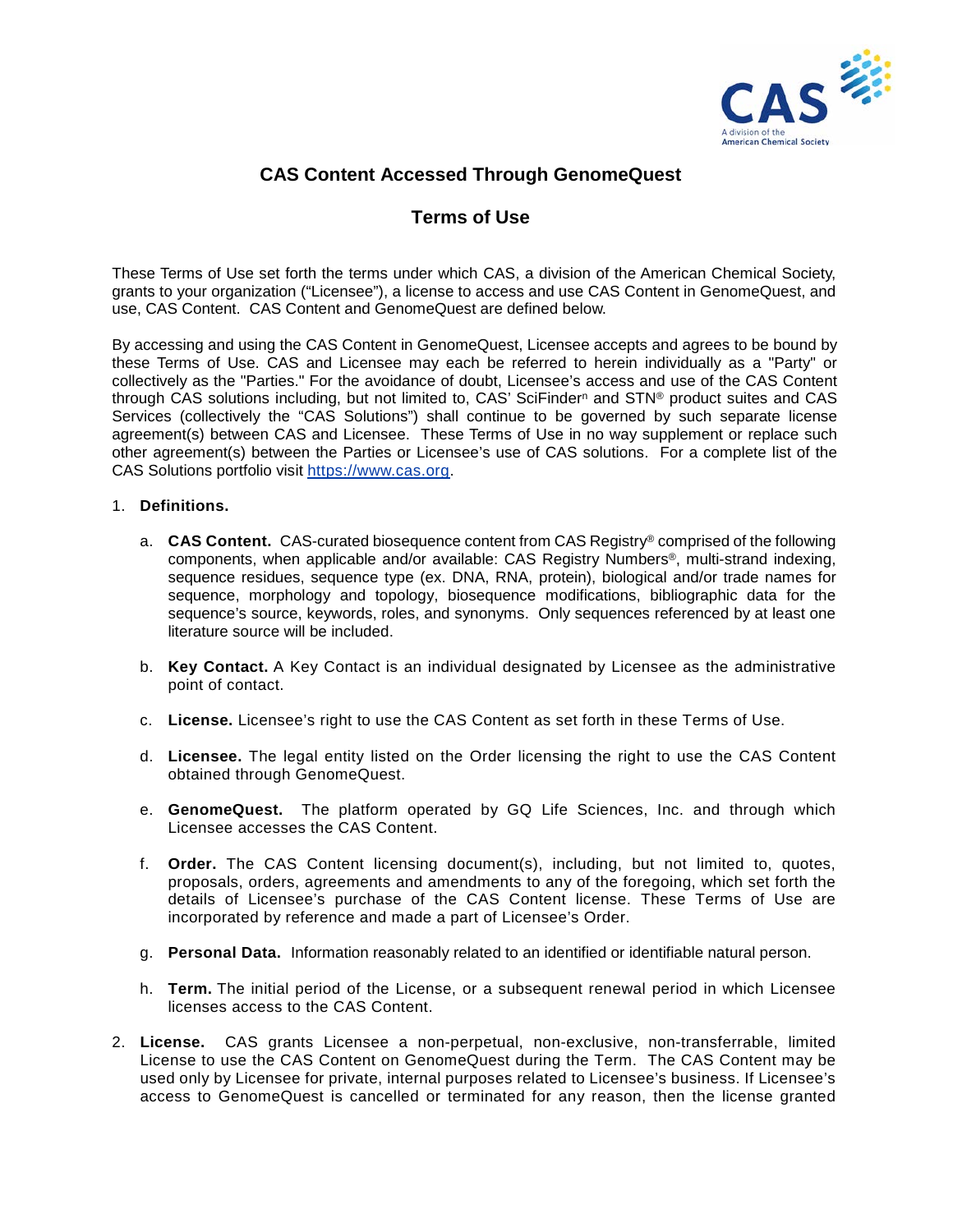# CAS Content Accessed Through GenomeQuest

## Terms of Use

These Terms of Use set forth the terms under which CAS, a division of the American Chemical Society, grants to your organization ("Licensee"), a license to access and use CAS Content in GenomeQuest, and use, CAS Content. CAS Content and GenomeQuest are defined below.

By accessing and using the CAS Content in GenomeQuest, Licensee accepts and agrees to be bound by these Terms of Use. CAS and Licensee may each be referred to herein individually as a "Party" or collectively as the "Parties." For the avoidance of doubt, Licensee's access and use of the CAS Content through CAS solutions including, but not limited to, CAS' SciFinder$^n$ and STN® product suites and CAS Services (collectively the "CAS Solutions") shall continue to be governed by such separate license agreement(s) between CAS and Licensee. These Terms of Use in no way supplement or replace such other agreement(s) between the Parties or Licensee's use of CAS solutions. For a complete list of the CAS Solutions portfolio visit [https://www.cas.org](https://www.cas.org).

1. **Definitions.**

   a. **CAS Content.** CAS-curated biosequence content from CAS Registry® comprised of the following components, when applicable and/or available: CAS Registry Numbers®, multi-strand indexing, sequence residues, sequence type (ex. DNA, RNA, protein), biological and/or trade names for sequence, morphology and topology, biosequence modifications, bibliographic data for the sequence's source, keywords, roles, and synonyms. Only sequences referenced by at least one literature source will be included.

   b. **Key Contact.** A Key Contact is an individual designated by Licensee as the administrative point of contact.

   c. **License.** Licensee's right to use the CAS Content as set forth in these Terms of Use.

   d. **Licensee.** The legal entity listed on the Order licensing the right to use the CAS Content obtained through GenomeQuest.

   e. **GenomeQuest.** The platform operated by GQ Life Sciences, Inc. and through which Licensee accesses the CAS Content.

   f. **Order.** The CAS Content licensing document(s), including, but not limited to, quotes, proposals, orders, agreements and amendments to any of the foregoing, which set forth the details of Licensee's purchase of the CAS Content license. These Terms of Use are incorporated by reference and made a part of Licensee's Order.

   g. **Personal Data.** Information reasonably related to an identified or identifiable natural person.

   h. **Term.** The initial period of the License, or a subsequent renewal period in which Licensee licenses access to the CAS Content.

2. **License.** CAS grants Licensee a non-perpetual, non-exclusive, non-transferrable, limited License to use the CAS Content on GenomeQuest during the Term. The CAS Content may be used only by Licensee for private, internal purposes related to Licensee's business. If Licensee's access to GenomeQuest is cancelled or terminated for any reason, then the license granted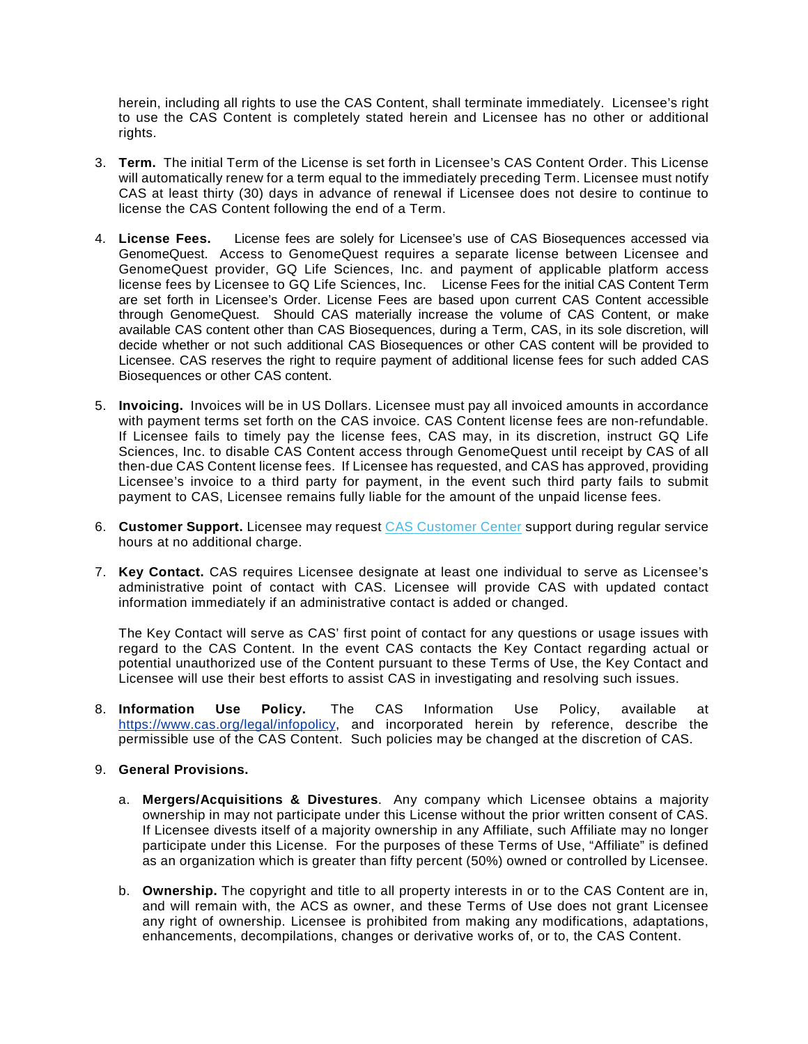herein, including all rights to use the CAS Content, shall terminate immediately. Licensee's right to use the CAS Content is completely stated herein and Licensee has no other or additional rights.

3. **Term.** The initial Term of the License is set forth in Licensee's CAS Content Order. This License will automatically renew for a term equal to the immediately preceding Term. Licensee must notify CAS at least thirty (30) days in advance of renewal if Licensee does not desire to continue to license the CAS Content following the end of a Term.

4. **License Fees.** License fees are solely for Licensee's use of CAS Biosequences accessed via GenomeQuest. Access to GenomeQuest requires a separate license between Licensee and GenomeQuest provider, GQ Life Sciences, Inc. and payment of applicable platform access license fees by Licensee to GQ Life Sciences, Inc. License Fees for the initial CAS Content Term are set forth in Licensee's Order. License Fees are based upon current CAS Content accessible through GenomeQuest. Should CAS materially increase the volume of CAS Content, or make available CAS content other than CAS Biosequences, during a Term, CAS, in its sole discretion, will decide whether or not such additional CAS Biosequences or other CAS content will be provided to Licensee. CAS reserves the right to require payment of additional license fees for such added CAS Biosequences or other CAS content.

5. **Invoicing.** Invoices will be in US Dollars. Licensee must pay all invoiced amounts in accordance with payment terms set forth on the CAS invoice. CAS Content license fees are non-refundable. If Licensee fails to timely pay the license fees, CAS may, in its discretion, instruct GQ Life Sciences, Inc. to disable CAS Content access through GenomeQuest until receipt by CAS of all then-due CAS Content license fees. If Licensee has requested, and CAS has approved, providing Licensee's invoice to a third party for payment, in the event such third party fails to submit payment to CAS, Licensee remains fully liable for the amount of the unpaid license fees.

6. **Customer Support.** Licensee may request CAS Customer Center support during regular service hours at no additional charge.

7. **Key Contact.** CAS requires Licensee designate at least one individual to serve as Licensee's administrative point of contact with CAS. Licensee will provide CAS with updated contact information immediately if an administrative contact is added or changed.

   The Key Contact will serve as CAS' first point of contact for any questions or usage issues with regard to the CAS Content. In the event CAS contacts the Key Contact regarding actual or potential unauthorized use of the Content pursuant to these Terms of Use, the Key Contact and Licensee will use their best efforts to assist CAS in investigating and resolving such issues.

8. **Information Use Policy.** The CAS Information Use Policy, available at https://www.cas.org/legal/infopolicy, and incorporated herein by reference, describe the permissible use of the CAS Content. Such policies may be changed at the discretion of CAS.

9. **General Provisions.**

   a. **Mergers/Acquisitions & Divestures**. Any company which Licensee obtains a majority ownership in may not participate under this License without the prior written consent of CAS. If Licensee divests itself of a majority ownership in any Affiliate, such Affiliate may no longer participate under this License. For the purposes of these Terms of Use, "Affiliate" is defined as an organization which is greater than fifty percent (50%) owned or controlled by Licensee.

   b. **Ownership.** The copyright and title to all property interests in or to the CAS Content are in, and will remain with, the ACS as owner, and these Terms of Use does not grant Licensee any right of ownership. Licensee is prohibited from making any modifications, adaptations, enhancements, decompilations, changes or derivative works of, or to, the CAS Content.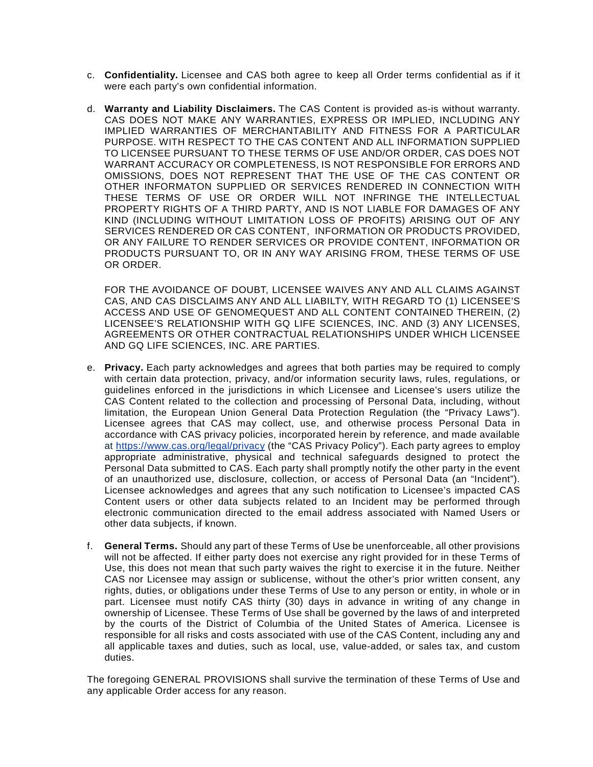c. **Confidentiality.** Licensee and CAS both agree to keep all Order terms confidential as if it were each party's own confidential information.

d. **Warranty and Liability Disclaimers.** The CAS Content is provided as-is without warranty. CAS DOES NOT MAKE ANY WARRANTIES, EXPRESS OR IMPLIED, INCLUDING ANY IMPLIED WARRANTIES OF MERCHANTABILITY AND FITNESS FOR A PARTICULAR PURPOSE. WITH RESPECT TO THE CAS CONTENT AND ALL INFORMATION SUPPLIED TO LICENSEE PURSUANT TO THESE TERMS OF USE AND/OR ORDER, CAS DOES NOT WARRANT ACCURACY OR COMPLETENESS, IS NOT RESPONSIBLE FOR ERRORS AND OMISSIONS, DOES NOT REPRESENT THAT THE USE OF THE CAS CONTENT OR OTHER INFORMATON SUPPLIED OR SERVICES RENDERED IN CONNECTION WITH THESE TERMS OF USE OR ORDER WILL NOT INFRINGE THE INTELLECTUAL PROPERTY RIGHTS OF A THIRD PARTY, AND IS NOT LIABLE FOR DAMAGES OF ANY KIND (INCLUDING WITHOUT LIMITATION LOSS OF PROFITS) ARISING OUT OF ANY SERVICES RENDERED OR CAS CONTENT, INFORMATION OR PRODUCTS PROVIDED, OR ANY FAILURE TO RENDER SERVICES OR PROVIDE CONTENT, INFORMATION OR PRODUCTS PURSUANT TO, OR IN ANY WAY ARISING FROM, THESE TERMS OF USE OR ORDER.

   FOR THE AVOIDANCE OF DOUBT, LICENSEE WAIVES ANY AND ALL CLAIMS AGAINST CAS, AND CAS DISCLAIMS ANY AND ALL LIABILTY, WITH REGARD TO (1) LICENSEE'S ACCESS AND USE OF GENOMEQUEST AND ALL CONTENT CONTAINED THEREIN, (2) LICENSEE'S RELATIONSHIP WITH GQ LIFE SCIENCES, INC. AND (3) ANY LICENSES, AGREEMENTS OR OTHER CONTRACTUAL RELATIONSHIPS UNDER WHICH LICENSEE AND GQ LIFE SCIENCES, INC. ARE PARTIES.

e. **Privacy.** Each party acknowledges and agrees that both parties may be required to comply with certain data protection, privacy, and/or information security laws, rules, regulations, or guidelines enforced in the jurisdictions in which Licensee and Licensee's users utilize the CAS Content related to the collection and processing of Personal Data, including, without limitation, the European Union General Data Protection Regulation (the "Privacy Laws"). Licensee agrees that CAS may collect, use, and otherwise process Personal Data in accordance with CAS privacy policies, incorporated herein by reference, and made available at https://www.cas.org/legal/privacy (the "CAS Privacy Policy"). Each party agrees to employ appropriate administrative, physical and technical safeguards designed to protect the Personal Data submitted to CAS. Each party shall promptly notify the other party in the event of an unauthorized use, disclosure, collection, or access of Personal Data (an "Incident"). Licensee acknowledges and agrees that any such notification to Licensee's impacted CAS Content users or other data subjects related to an Incident may be performed through electronic communication directed to the email address associated with Named Users or other data subjects, if known.

f. **General Terms.** Should any part of these Terms of Use be unenforceable, all other provisions will not be affected. If either party does not exercise any right provided for in these Terms of Use, this does not mean that such party waives the right to exercise it in the future. Neither CAS nor Licensee may assign or sublicense, without the other's prior written consent, any rights, duties, or obligations under these Terms of Use to any person or entity, in whole or in part. Licensee must notify CAS thirty (30) days in advance in writing of any change in ownership of Licensee. These Terms of Use shall be governed by the laws of and interpreted by the courts of the District of Columbia of the United States of America. Licensee is responsible for all risks and costs associated with use of the CAS Content, including any and all applicable taxes and duties, such as local, use, value-added, or sales tax, and custom duties.

The foregoing GENERAL PROVISIONS shall survive the termination of these Terms of Use and any applicable Order access for any reason.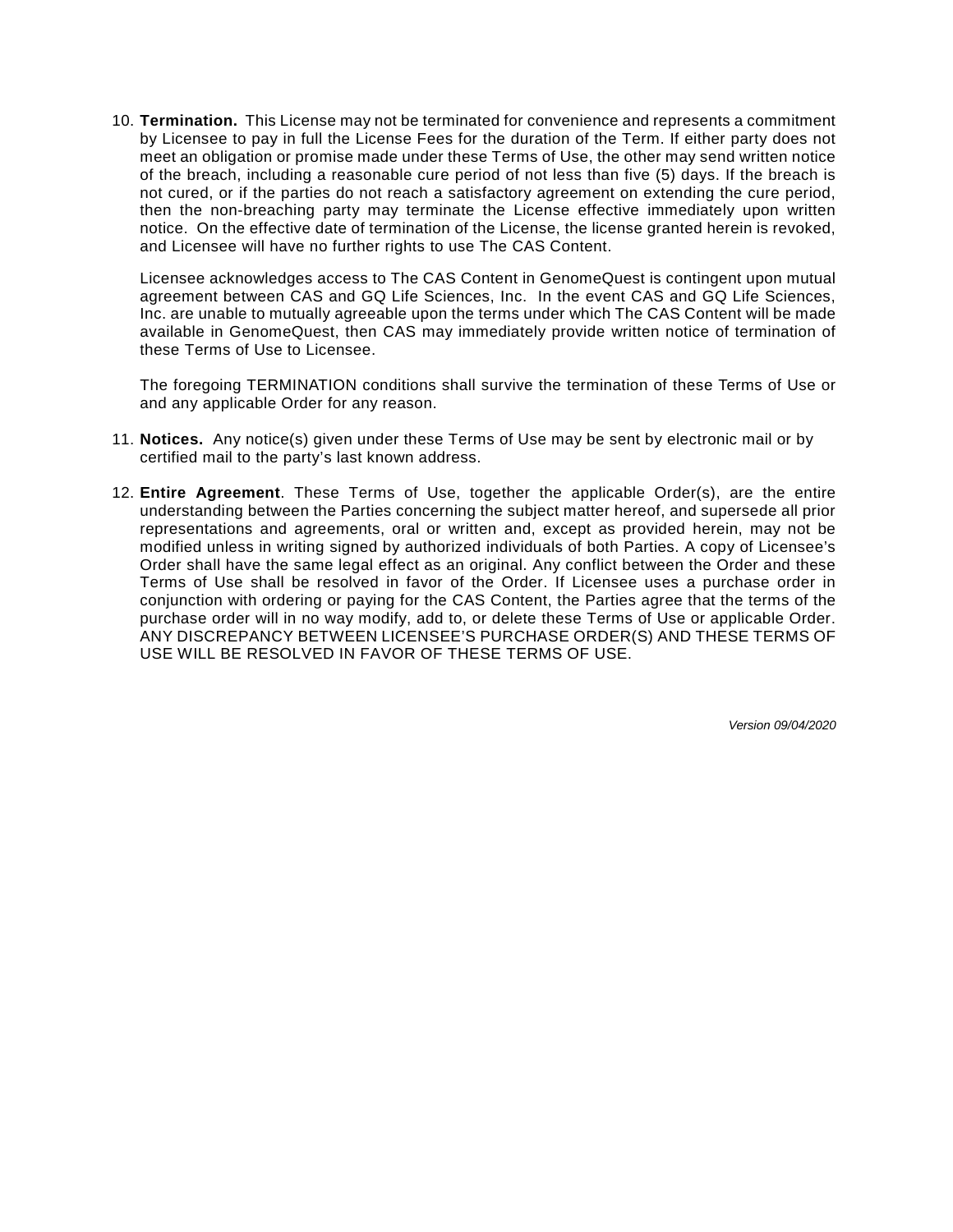10. **Termination.** This License may not be terminated for convenience and represents a commitment by Licensee to pay in full the License Fees for the duration of the Term. If either party does not meet an obligation or promise made under these Terms of Use, the other may send written notice of the breach, including a reasonable cure period of not less than five (5) days. If the breach is not cured, or if the parties do not reach a satisfactory agreement on extending the cure period, then the non-breaching party may terminate the License effective immediately upon written notice. On the effective date of termination of the License, the license granted herein is revoked, and Licensee will have no further rights to use The CAS Content.

    Licensee acknowledges access to The CAS Content in GenomeQuest is contingent upon mutual agreement between CAS and GQ Life Sciences, Inc. In the event CAS and GQ Life Sciences, Inc. are unable to mutually agreeable upon the terms under which The CAS Content will be made available in GenomeQuest, then CAS may immediately provide written notice of termination of these Terms of Use to Licensee.

    The foregoing TERMINATION conditions shall survive the termination of these Terms of Use or and any applicable Order for any reason.

11. **Notices.** Any notice(s) given under these Terms of Use may be sent by electronic mail or by certified mail to the party's last known address.

12. **Entire Agreement**. These Terms of Use, together the applicable Order(s), are the entire understanding between the Parties concerning the subject matter hereof, and supersede all prior representations and agreements, oral or written and, except as provided herein, may not be modified unless in writing signed by authorized individuals of both Parties. A copy of Licensee's Order shall have the same legal effect as an original. Any conflict between the Order and these Terms of Use shall be resolved in favor of the Order. If Licensee uses a purchase order in conjunction with ordering or paying for the CAS Content, the Parties agree that the terms of the purchase order will in no way modify, add to, or delete these Terms of Use or applicable Order. ANY DISCREPANCY BETWEEN LICENSEE'S PURCHASE ORDER(S) AND THESE TERMS OF USE WILL BE RESOLVED IN FAVOR OF THESE TERMS OF USE.

*Version 09/04/2020*